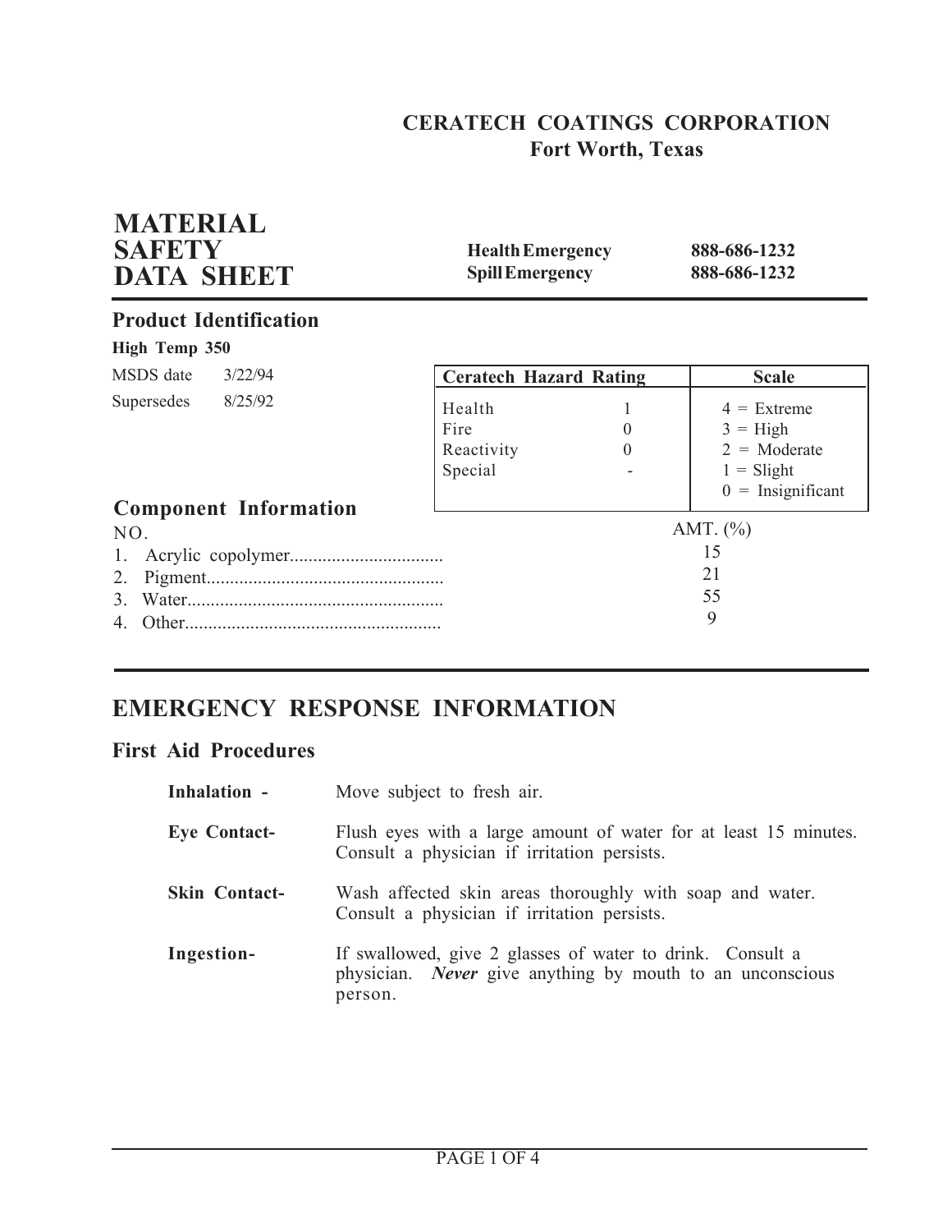**CERATECH COATINGS CORPORATION**
**Fort Worth, Texas**

# MATERIAL SAFETY DATA SHEET

| | |
|---|---|
| **Health Emergency** | **888-686-1232** |
| **Spill Emergency** | **888-686-1232** |

## Product Identification

**High Temp 350**

MSDS date 3/22/94

Supersedes 8/25/92

| Ceratech Hazard Rating | | Scale |
|---|---|---|
| Health | 1 | 4 = Extreme |
| Fire | 0 | 3 = High |
| Reactivity | 0 | 2 = Moderate |
| Special | - | 1 = Slight |
| | | 0 = Insignificant |

## Component Information

| NO. | AMT. (%) |
|---|---|
| 1. Acrylic copolymer | 15 |
| 2. Pigment | 21 |
| 3. Water | 55 |
| 4. Other | 9 |

## EMERGENCY RESPONSE INFORMATION

### First Aid Procedures

**Inhalation -** Move subject to fresh air.

**Eye Contact-** Flush eyes with a large amount of water for at least 15 minutes. Consult a physician if irritation persists.

**Skin Contact-** Wash affected skin areas thoroughly with soap and water. Consult a physician if irritation persists.

**Ingestion-** If swallowed, give 2 glasses of water to drink. Consult a physician. ***Never*** give anything by mouth to an unconscious person.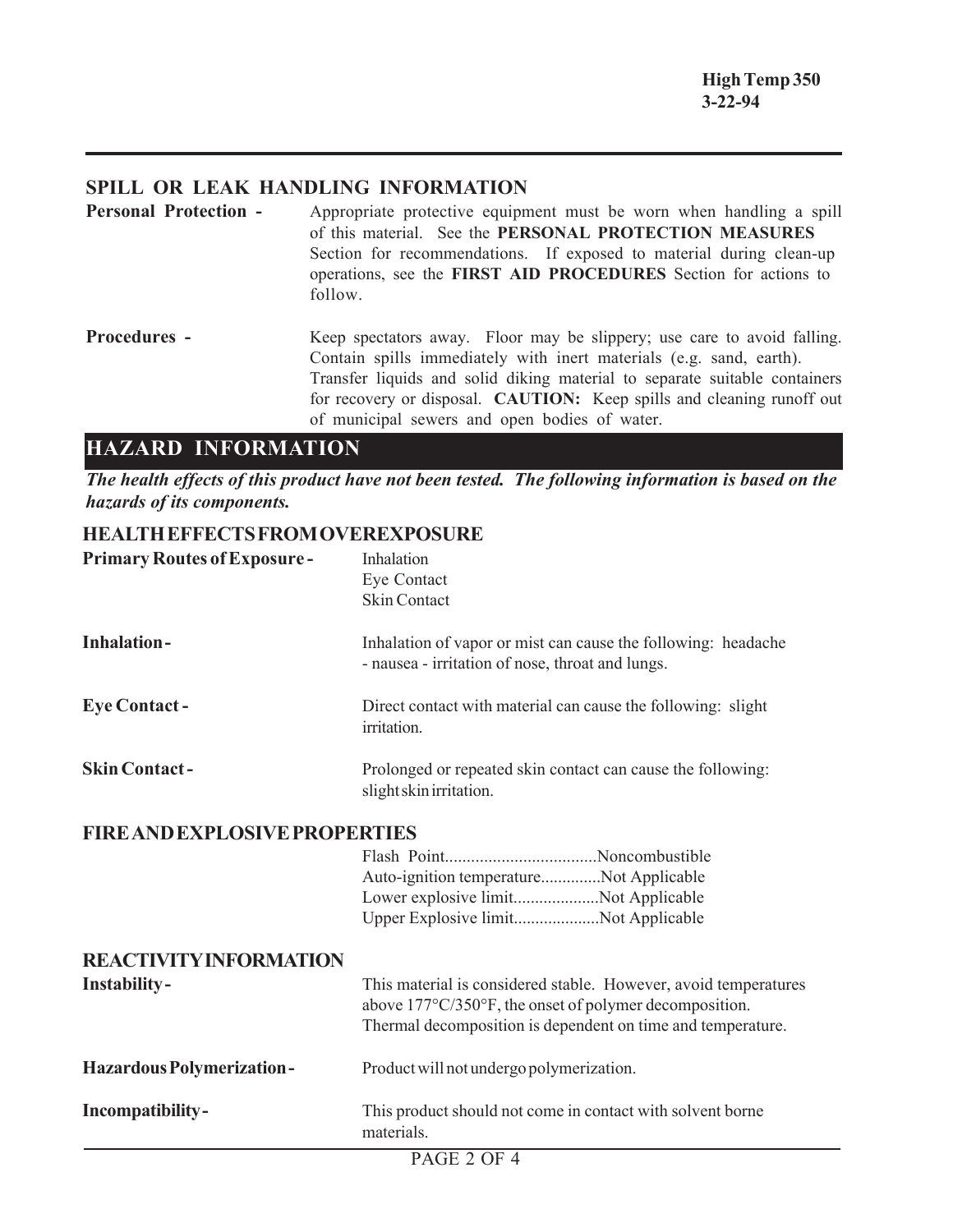## SPILL OR LEAK HANDLING INFORMATION

**Personal Protection -** Appropriate protective equipment must be worn when handling a spill of this material. See the **PERSONAL PROTECTION MEASURES** Section for recommendations. If exposed to material during clean-up operations, see the **FIRST AID PROCEDURES** Section for actions to follow.

**Procedures -** Keep spectators away. Floor may be slippery; use care to avoid falling. Contain spills immediately with inert materials (e.g. sand, earth). Transfer liquids and solid diking material to separate suitable containers for recovery or disposal. **CAUTION:** Keep spills and cleaning runoff out of municipal sewers and open bodies of water.

# HAZARD INFORMATION

***The health effects of this product have not been tested. The following information is based on the hazards of its components.***

## HEALTH EFFECTS FROM OVEREXPOSURE

**Primary Routes of Exposure -** Inhalation
Eye Contact
Skin Contact

**Inhalation -** Inhalation of vapor or mist can cause the following: headache - nausea - irritation of nose, throat and lungs.

**Eye Contact -** Direct contact with material can cause the following: slight irritation.

**Skin Contact -** Prolonged or repeated skin contact can cause the following: slight skin irritation.

## FIRE AND EXPLOSIVE PROPERTIES

Flash Point...................................Noncombustible
Auto-ignition temperature..............Not Applicable
Lower explosive limit....................Not Applicable
Upper Explosive limit....................Not Applicable

## REACTIVITY INFORMATION

**Instability -** This material is considered stable. However, avoid temperatures above 177°C/350°F, the onset of polymer decomposition. Thermal decomposition is dependent on time and temperature.

**Hazardous Polymerization -** Product will not undergo polymerization.

**Incompatibility -** This product should not come in contact with solvent borne materials.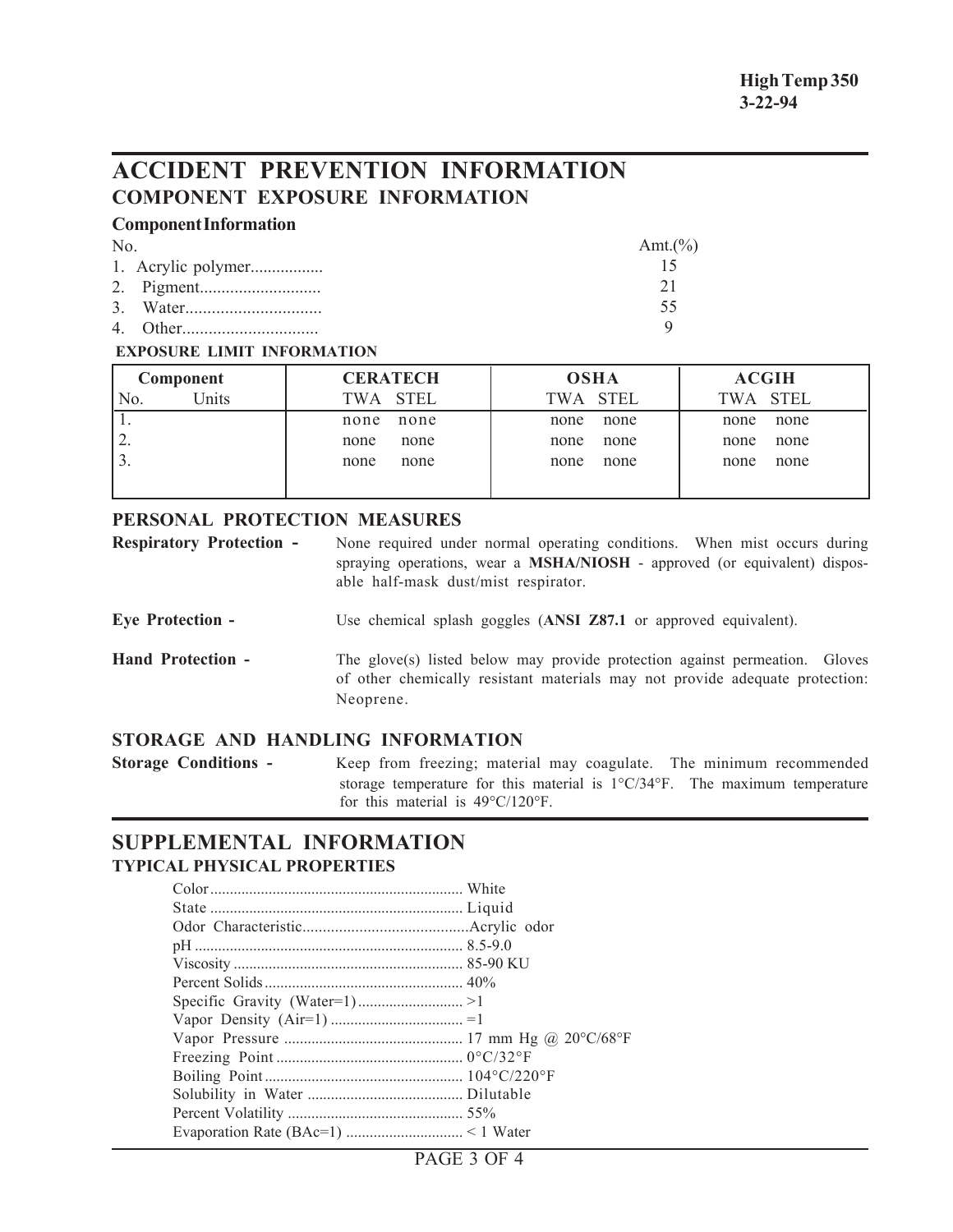High Temp 350
3-22-94

# ACCIDENT PREVENTION INFORMATION

## COMPONENT EXPOSURE INFORMATION

### Component Information

| No. | Amt.(%) |
|---|---|
| 1. Acrylic polymer................ | 15 |
| 2. Pigment........................... | 21 |
| 3. Water.............................. | 55 |
| 4. Other.............................. | 9 |

**EXPOSURE LIMIT INFORMATION**

| Component | | CERATECH | | OSHA | | ACGIH | |
|---|---|---|---|---|---|---|---|
| No. | Units | TWA | STEL | TWA | STEL | TWA | STEL |
| 1. | | none | none | none | none | none | none |
| 2. | | none | none | none | none | none | none |
| 3. | | none | none | none | none | none | none |

## PERSONAL PROTECTION MEASURES

**Respiratory Protection -** None required under normal operating conditions. When mist occurs during spraying operations, wear a **MSHA/NIOSH** - approved (or equivalent) disposable half-mask dust/mist respirator.

**Eye Protection -** Use chemical splash goggles (**ANSI Z87.1** or approved equivalent).

**Hand Protection -** The glove(s) listed below may provide protection against permeation. Gloves of other chemically resistant materials may not provide adequate protection: Neoprene.

## STORAGE AND HANDLING INFORMATION

**Storage Conditions -** Keep from freezing; material may coagulate. The minimum recommended storage temperature for this material is 1°C/34°F. The maximum temperature for this material is 49°C/120°F.

# SUPPLEMENTAL INFORMATION

## TYPICAL PHYSICAL PROPERTIES

- Color ................................ White
- State ................................ Liquid
- Odor Characteristic.................Acrylic odor
- pH .................................... 8.5-9.0
- Viscosity ............................ 85-90 KU
- Percent Solids ...................... 40%
- Specific Gravity (Water=1)........ >1
- Vapor Density (Air=1) ............. =1
- Vapor Pressure ...................... 17 mm Hg @ 20°C/68°F
- Freezing Point ...................... 0°C/32°F
- Boiling Point ........................ 104°C/220°F
- Solubility in Water ................ Dilutable
- Percent Volatility .................. 55%
- Evaporation Rate (BAc=1) ........ < 1 Water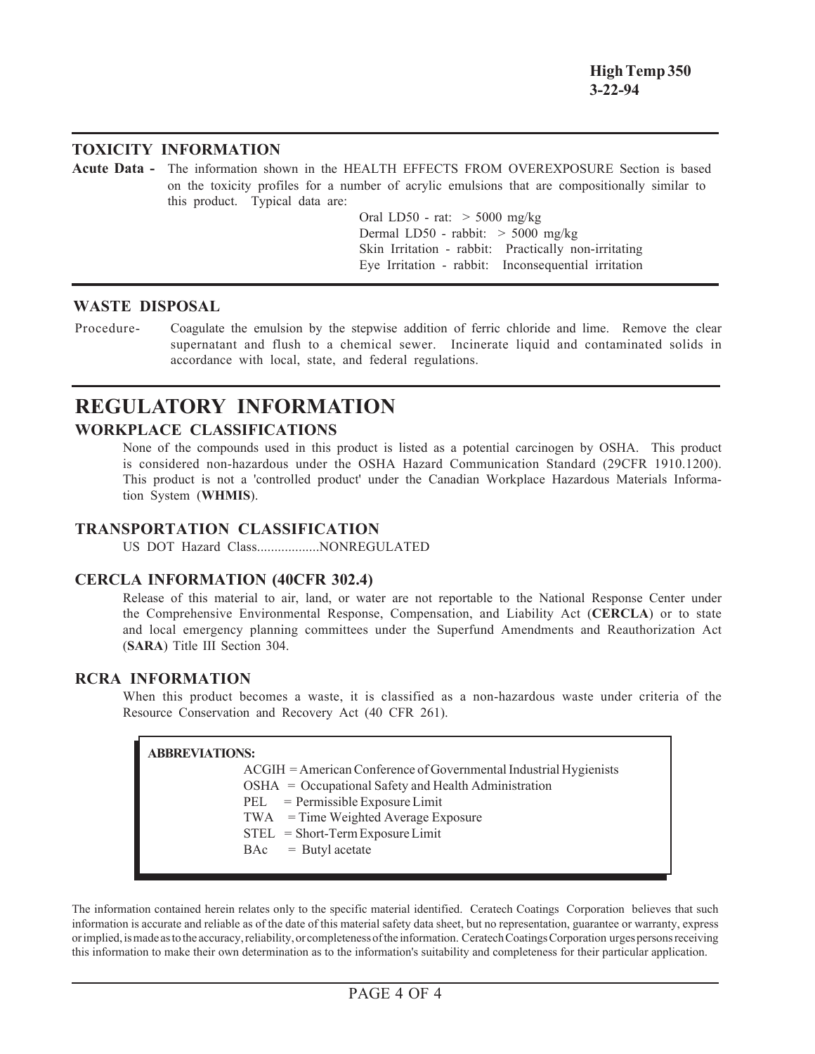## TOXICITY INFORMATION

**Acute Data -** The information shown in the HEALTH EFFECTS FROM OVEREXPOSURE Section is based on the toxicity profiles for a number of acrylic emulsions that are compositionally similar to this product. Typical data are:

Oral LD50 - rat: > 5000 mg/kg
Dermal LD50 - rabbit: > 5000 mg/kg
Skin Irritation - rabbit: Practically non-irritating
Eye Irritation - rabbit: Inconsequential irritation

## WASTE DISPOSAL

Procedure- Coagulate the emulsion by the stepwise addition of ferric chloride and lime. Remove the clear supernatant and flush to a chemical sewer. Incinerate liquid and contaminated solids in accordance with local, state, and federal regulations.

# REGULATORY INFORMATION

## WORKPLACE CLASSIFICATIONS

None of the compounds used in this product is listed as a potential carcinogen by OSHA. This product is considered non-hazardous under the OSHA Hazard Communication Standard (29CFR 1910.1200). This product is not a 'controlled product' under the Canadian Workplace Hazardous Materials Information System (**WHMIS**).

## TRANSPORTATION CLASSIFICATION

US DOT Hazard Class.................NONREGULATED

## CERCLA INFORMATION (40CFR 302.4)

Release of this material to air, land, or water are not reportable to the National Response Center under the Comprehensive Environmental Response, Compensation, and Liability Act (**CERCLA**) or to state and local emergency planning committees under the Superfund Amendments and Reauthorization Act (**SARA**) Title III Section 304.

## RCRA INFORMATION

When this product becomes a waste, it is classified as a non-hazardous waste under criteria of the Resource Conservation and Recovery Act (40 CFR 261).

**ABBREVIATIONS:**

- ACGIH = American Conference of Governmental Industrial Hygienists
- OSHA = Occupational Safety and Health Administration
- PEL = Permissible Exposure Limit
- TWA = Time Weighted Average Exposure
- STEL = Short-Term Exposure Limit
- BAc = Butyl acetate

The information contained herein relates only to the specific material identified. Ceratech Coatings Corporation believes that such information is accurate and reliable as of the date of this material safety data sheet, but no representation, guarantee or warranty, express or implied, is made as to the accuracy, reliability, or completeness of the information. Ceratech Coatings Corporation urges persons receiving this information to make their own determination as to the information's suitability and completeness for their particular application.